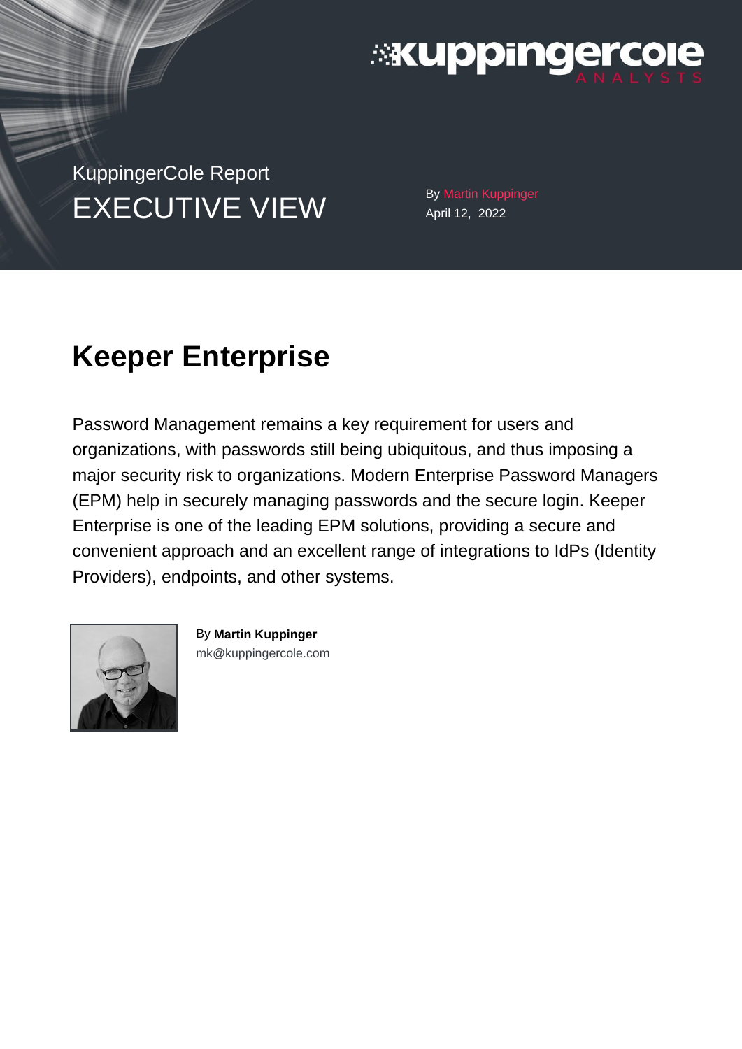KuppingerCole Report

EXECUTIVE VIEW

By Martin Kuppinger
April 12, 2022

# Keeper Enterprise

Password Management remains a key requirement for users and organizations, with passwords still being ubiquitous, and thus imposing a major security risk to organizations. Modern Enterprise Password Managers (EPM) help in securely managing passwords and the secure login. Keeper Enterprise is one of the leading EPM solutions, providing a secure and convenient approach and an excellent range of integrations to IdPs (Identity Providers), endpoints, and other systems.

By **Martin Kuppinger**
mk@kuppingercole.com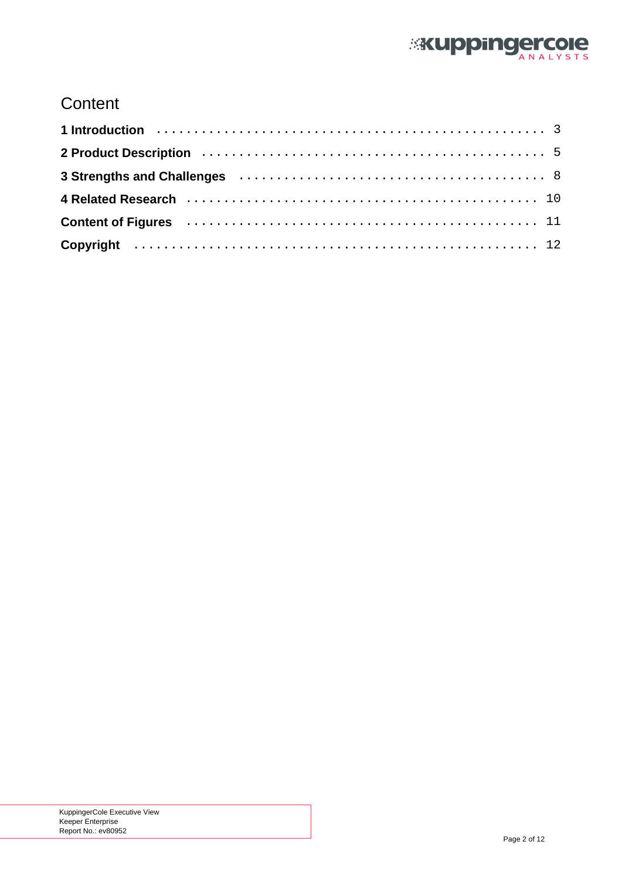# Content

**1 Introduction** ..................................................... 3

**2 Product Description** ............................................. 5

**3 Strengths and Challenges** ........................................ 8

**4 Related Research** ................................................ 10

**Content of Figures** ................................................ 11

**Copyright** ......................................................... 12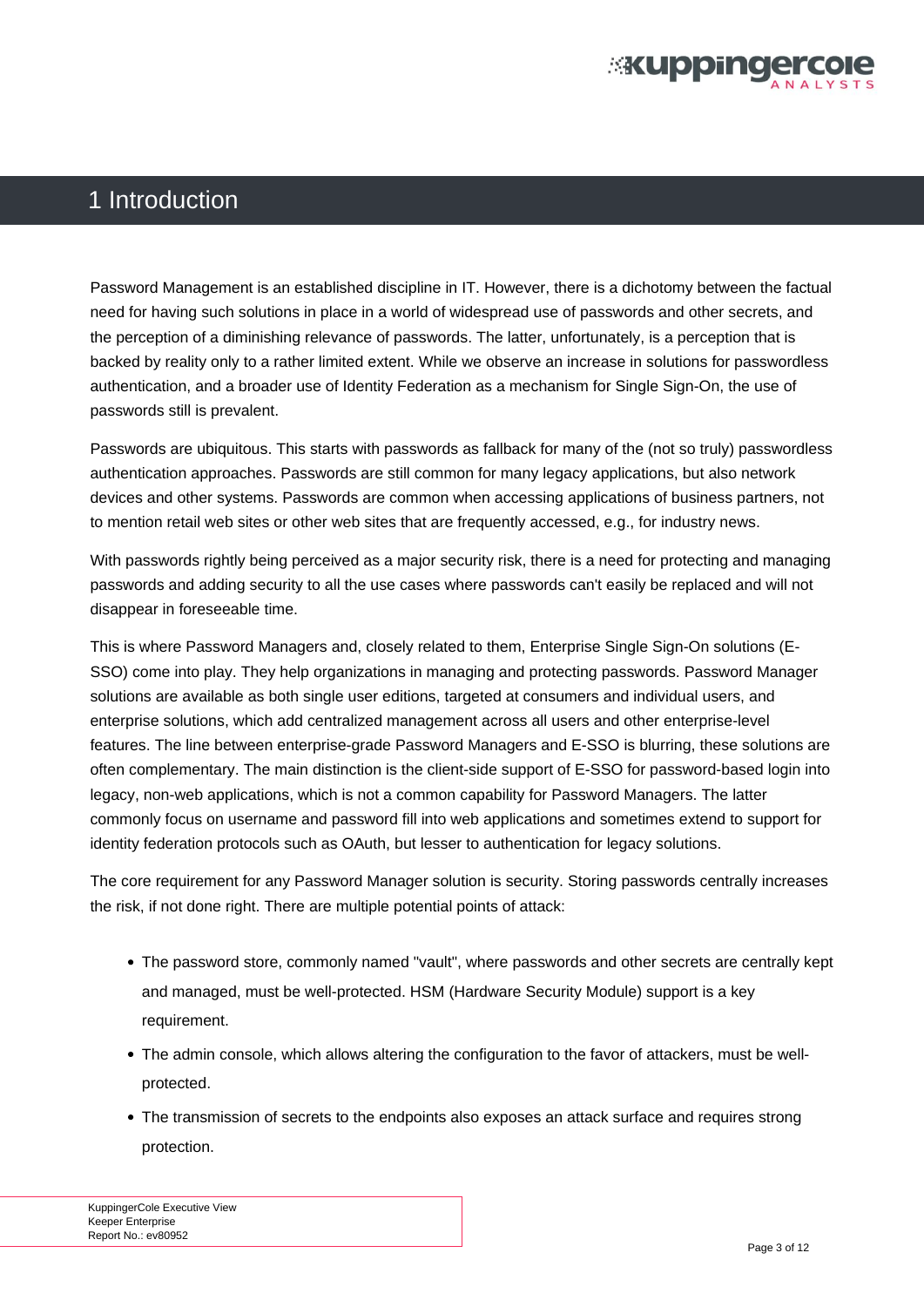# 1 Introduction

Password Management is an established discipline in IT. However, there is a dichotomy between the factual need for having such solutions in place in a world of widespread use of passwords and other secrets, and the perception of a diminishing relevance of passwords. The latter, unfortunately, is a perception that is backed by reality only to a rather limited extent. While we observe an increase in solutions for passwordless authentication, and a broader use of Identity Federation as a mechanism for Single Sign-On, the use of passwords still is prevalent.

Passwords are ubiquitous. This starts with passwords as fallback for many of the (not so truly) passwordless authentication approaches. Passwords are still common for many legacy applications, but also network devices and other systems. Passwords are common when accessing applications of business partners, not to mention retail web sites or other web sites that are frequently accessed, e.g., for industry news.

With passwords rightly being perceived as a major security risk, there is a need for protecting and managing passwords and adding security to all the use cases where passwords can't easily be replaced and will not disappear in foreseeable time.

This is where Password Managers and, closely related to them, Enterprise Single Sign-On solutions (E-SSO) come into play. They help organizations in managing and protecting passwords. Password Manager solutions are available as both single user editions, targeted at consumers and individual users, and enterprise solutions, which add centralized management across all users and other enterprise-level features. The line between enterprise-grade Password Managers and E-SSO is blurring, these solutions are often complementary. The main distinction is the client-side support of E-SSO for password-based login into legacy, non-web applications, which is not a common capability for Password Managers. The latter commonly focus on username and password fill into web applications and sometimes extend to support for identity federation protocols such as OAuth, but lesser to authentication for legacy solutions.

The core requirement for any Password Manager solution is security. Storing passwords centrally increases the risk, if not done right. There are multiple potential points of attack:

- The password store, commonly named "vault", where passwords and other secrets are centrally kept and managed, must be well-protected. HSM (Hardware Security Module) support is a key requirement.
- The admin console, which allows altering the configuration to the favor of attackers, must be well-protected.
- The transmission of secrets to the endpoints also exposes an attack surface and requires strong protection.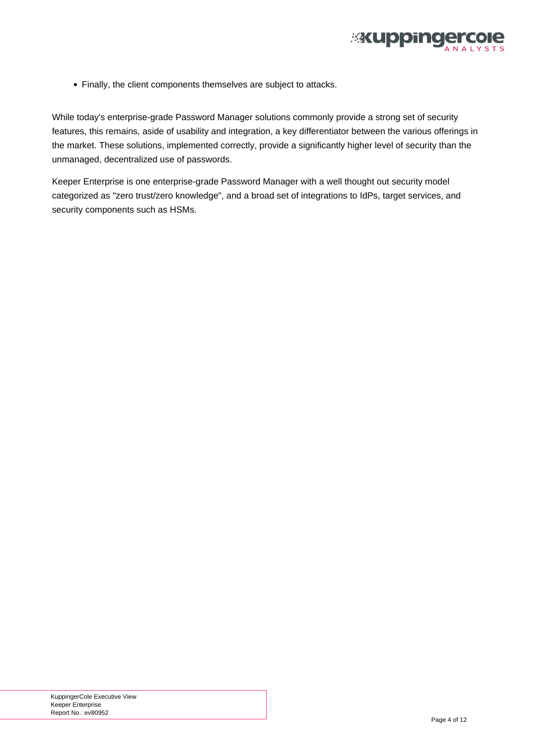- Finally, the client components themselves are subject to attacks.

While today's enterprise-grade Password Manager solutions commonly provide a strong set of security features, this remains, aside of usability and integration, a key differentiator between the various offerings in the market. These solutions, implemented correctly, provide a significantly higher level of security than the unmanaged, decentralized use of passwords.

Keeper Enterprise is one enterprise-grade Password Manager with a well thought out security model categorized as "zero trust/zero knowledge", and a broad set of integrations to IdPs, target services, and security components such as HSMs.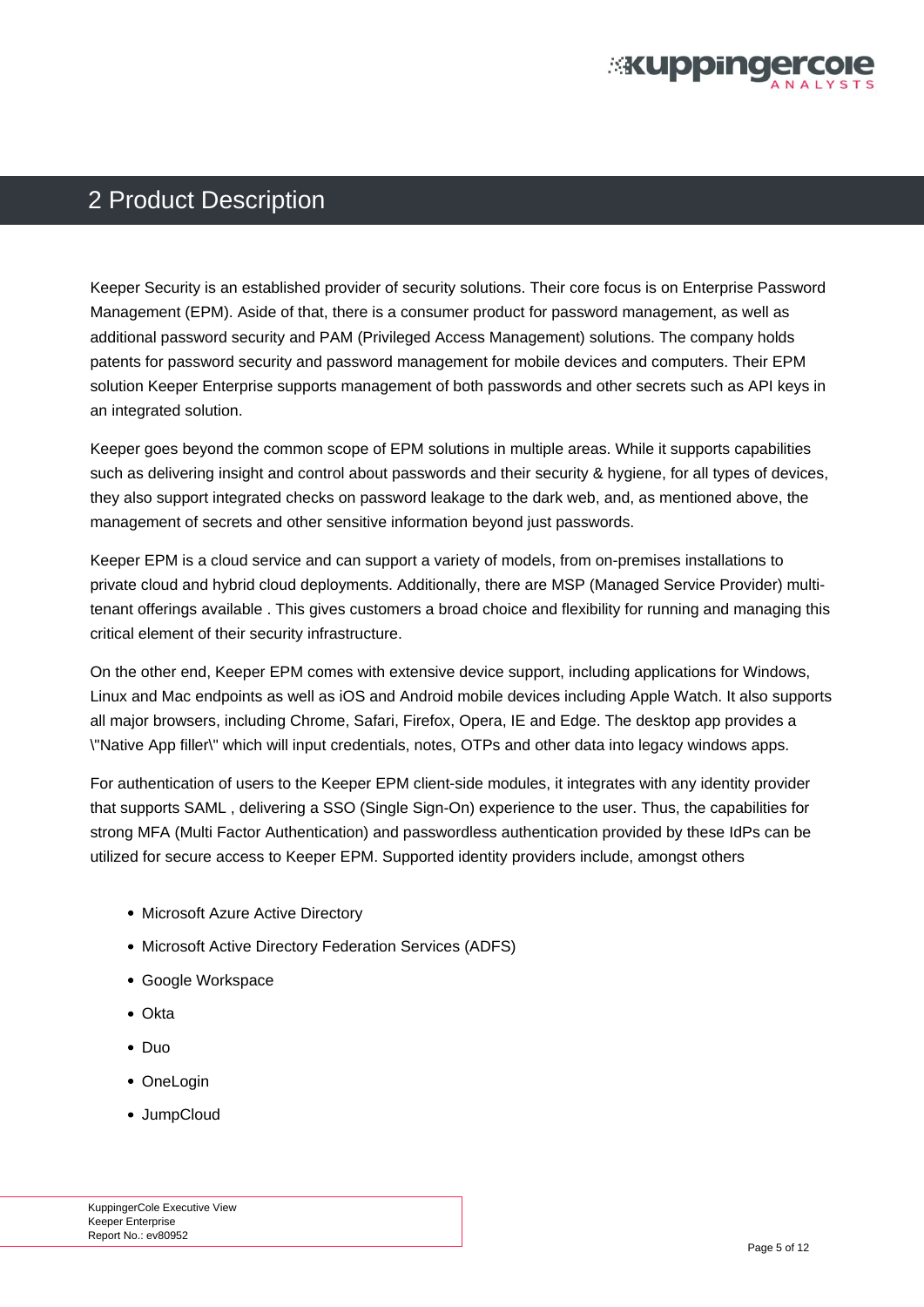## 2 Product Description

Keeper Security is an established provider of security solutions. Their core focus is on Enterprise Password Management (EPM). Aside of that, there is a consumer product for password management, as well as additional password security and PAM (Privileged Access Management) solutions. The company holds patents for password security and password management for mobile devices and computers. Their EPM solution Keeper Enterprise supports management of both passwords and other secrets such as API keys in an integrated solution.

Keeper goes beyond the common scope of EPM solutions in multiple areas. While it supports capabilities such as delivering insight and control about passwords and their security & hygiene, for all types of devices, they also support integrated checks on password leakage to the dark web, and, as mentioned above, the management of secrets and other sensitive information beyond just passwords.

Keeper EPM is a cloud service and can support a variety of models, from on-premises installations to private cloud and hybrid cloud deployments. Additionally, there are MSP (Managed Service Provider) multi-tenant offerings available . This gives customers a broad choice and flexibility for running and managing this critical element of their security infrastructure.

On the other end, Keeper EPM comes with extensive device support, including applications for Windows, Linux and Mac endpoints as well as iOS and Android mobile devices including Apple Watch. It also supports all major browsers, including Chrome, Safari, Firefox, Opera, IE and Edge. The desktop app provides a \"Native App filler\" which will input credentials, notes, OTPs and other data into legacy windows apps.

For authentication of users to the Keeper EPM client-side modules, it integrates with any identity provider that supports SAML , delivering a SSO (Single Sign-On) experience to the user. Thus, the capabilities for strong MFA (Multi Factor Authentication) and passwordless authentication provided by these IdPs can be utilized for secure access to Keeper EPM. Supported identity providers include, amongst others

- Microsoft Azure Active Directory
- Microsoft Active Directory Federation Services (ADFS)
- Google Workspace
- Okta
- Duo
- OneLogin
- JumpCloud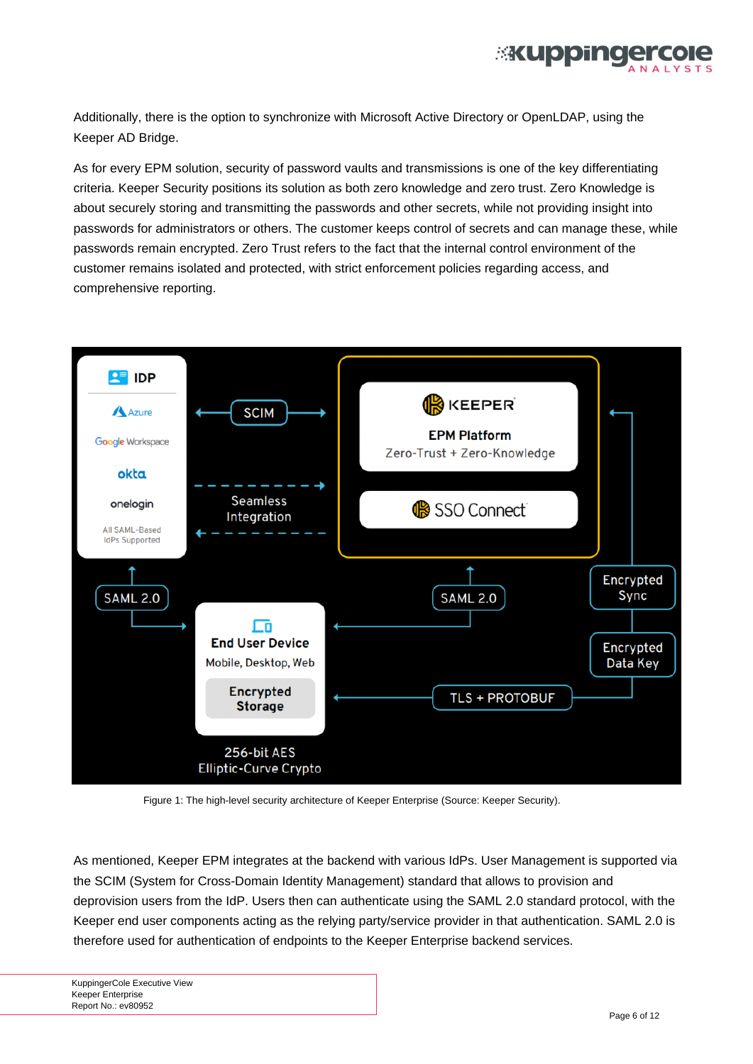Additionally, there is the option to synchronize with Microsoft Active Directory or OpenLDAP, using the Keeper AD Bridge.

As for every EPM solution, security of password vaults and transmissions is one of the key differentiating criteria. Keeper Security positions its solution as both zero knowledge and zero trust. Zero Knowledge is about securely storing and transmitting the passwords and other secrets, while not providing insight into passwords for administrators or others. The customer keeps control of secrets and can manage these, while passwords remain encrypted. Zero Trust refers to the fact that the internal control environment of the customer remains isolated and protected, with strict enforcement policies regarding access, and comprehensive reporting.

Figure 1: The high-level security architecture of Keeper Enterprise (Source: Keeper Security).

As mentioned, Keeper EPM integrates at the backend with various IdPs. User Management is supported via the SCIM (System for Cross-Domain Identity Management) standard that allows to provision and deprovision users from the IdP. Users then can authenticate using the SAML 2.0 standard protocol, with the Keeper end user components acting as the relying party/service provider in that authentication. SAML 2.0 is therefore used for authentication of endpoints to the Keeper Enterprise backend services.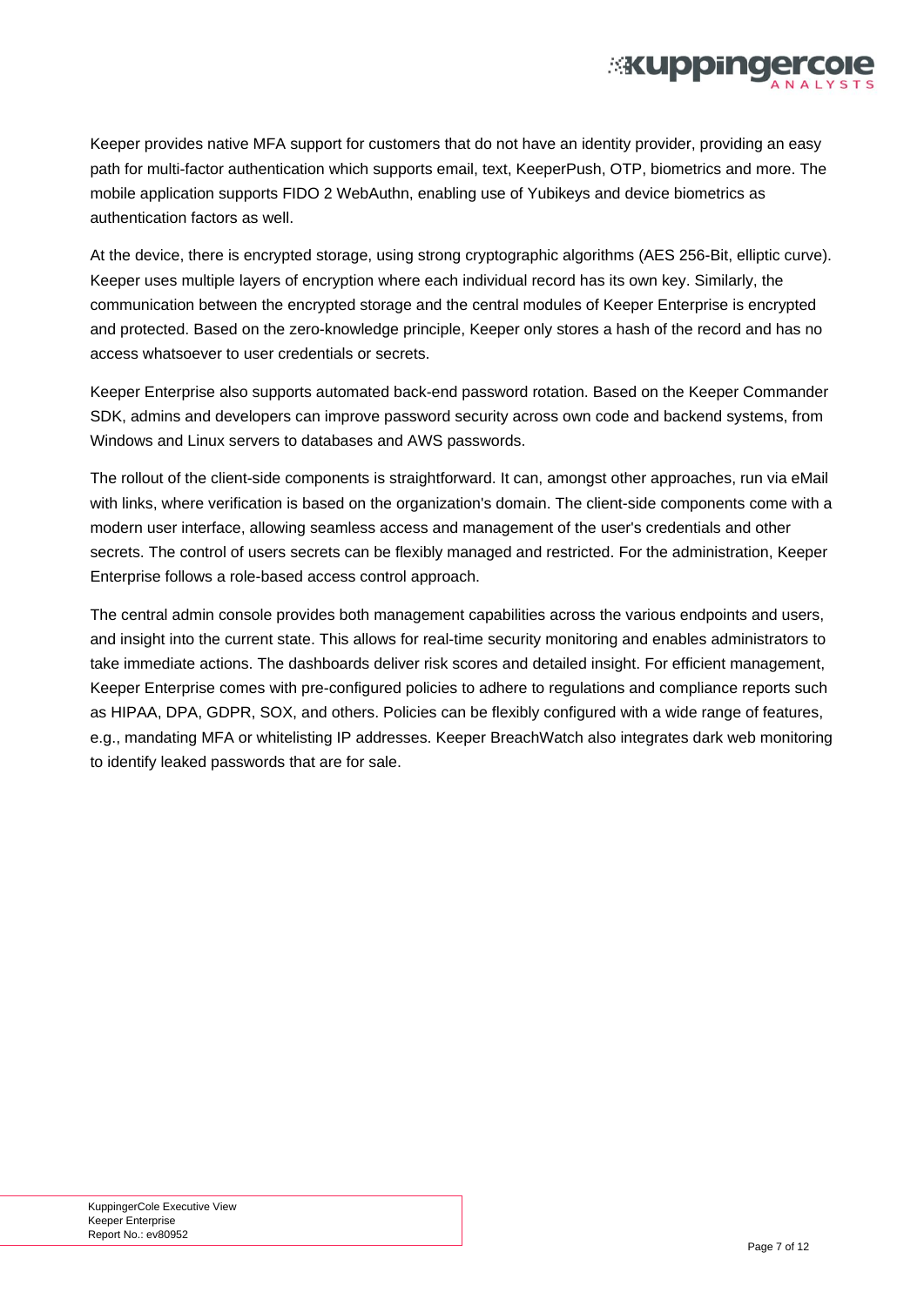Keeper provides native MFA support for customers that do not have an identity provider, providing an easy path for multi-factor authentication which supports email, text, KeeperPush, OTP, biometrics and more. The mobile application supports FIDO 2 WebAuthn, enabling use of Yubikeys and device biometrics as authentication factors as well.

At the device, there is encrypted storage, using strong cryptographic algorithms (AES 256-Bit, elliptic curve). Keeper uses multiple layers of encryption where each individual record has its own key. Similarly, the communication between the encrypted storage and the central modules of Keeper Enterprise is encrypted and protected. Based on the zero-knowledge principle, Keeper only stores a hash of the record and has no access whatsoever to user credentials or secrets.

Keeper Enterprise also supports automated back-end password rotation. Based on the Keeper Commander SDK, admins and developers can improve password security across own code and backend systems, from Windows and Linux servers to databases and AWS passwords.

The rollout of the client-side components is straightforward. It can, amongst other approaches, run via eMail with links, where verification is based on the organization's domain. The client-side components come with a modern user interface, allowing seamless access and management of the user's credentials and other secrets. The control of users secrets can be flexibly managed and restricted. For the administration, Keeper Enterprise follows a role-based access control approach.

The central admin console provides both management capabilities across the various endpoints and users, and insight into the current state. This allows for real-time security monitoring and enables administrators to take immediate actions. The dashboards deliver risk scores and detailed insight. For efficient management, Keeper Enterprise comes with pre-configured policies to adhere to regulations and compliance reports such as HIPAA, DPA, GDPR, SOX, and others. Policies can be flexibly configured with a wide range of features, e.g., mandating MFA or whitelisting IP addresses. Keeper BreachWatch also integrates dark web monitoring to identify leaked passwords that are for sale.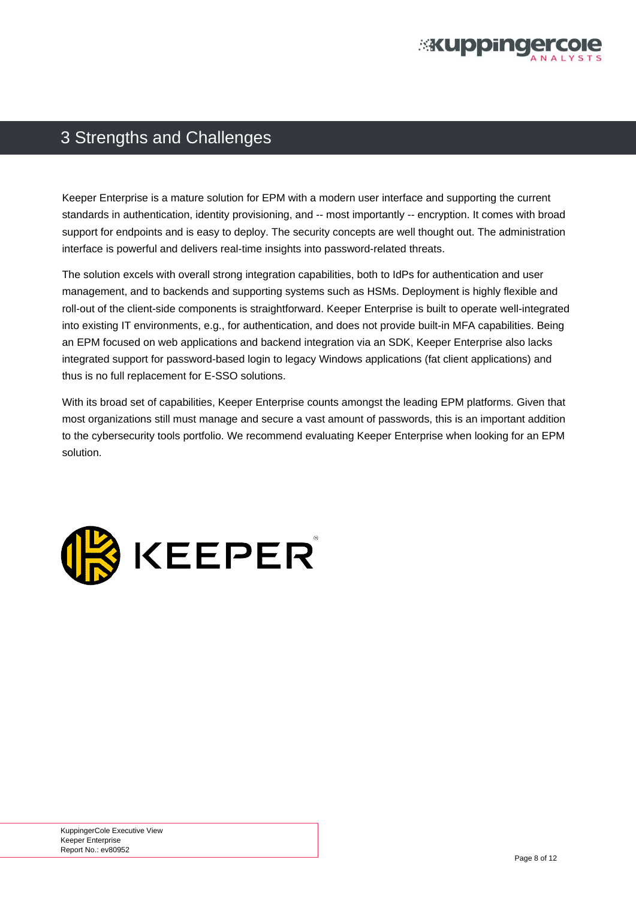# 3 Strengths and Challenges

Keeper Enterprise is a mature solution for EPM with a modern user interface and supporting the current standards in authentication, identity provisioning, and -- most importantly -- encryption. It comes with broad support for endpoints and is easy to deploy. The security concepts are well thought out. The administration interface is powerful and delivers real-time insights into password-related threats.

The solution excels with overall strong integration capabilities, both to IdPs for authentication and user management, and to backends and supporting systems such as HSMs. Deployment is highly flexible and roll-out of the client-side components is straightforward. Keeper Enterprise is built to operate well-integrated into existing IT environments, e.g., for authentication, and does not provide built-in MFA capabilities. Being an EPM focused on web applications and backend integration via an SDK, Keeper Enterprise also lacks integrated support for password-based login to legacy Windows applications (fat client applications) and thus is no full replacement for E-SSO solutions.

With its broad set of capabilities, Keeper Enterprise counts amongst the leading EPM platforms. Given that most organizations still must manage and secure a vast amount of passwords, this is an important addition to the cybersecurity tools portfolio. We recommend evaluating Keeper Enterprise when looking for an EPM solution.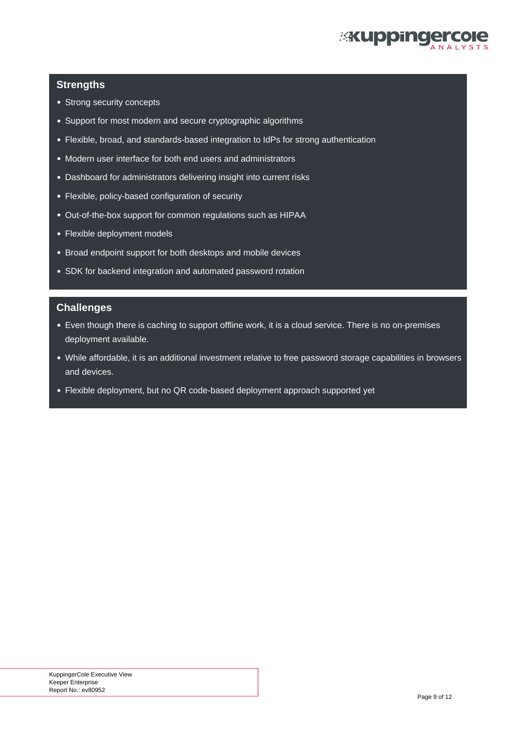## Strengths

- Strong security concepts
- Support for most modern and secure cryptographic algorithms
- Flexible, broad, and standards-based integration to IdPs for strong authentication
- Modern user interface for both end users and administrators
- Dashboard for administrators delivering insight into current risks
- Flexible, policy-based configuration of security
- Out-of-the-box support for common regulations such as HIPAA
- Flexible deployment models
- Broad endpoint support for both desktops and mobile devices
- SDK for backend integration and automated password rotation

## Challenges

- Even though there is caching to support offline work, it is a cloud service. There is no on-premises deployment available.
- While affordable, it is an additional investment relative to free password storage capabilities in browsers and devices.
- Flexible deployment, but no QR code-based deployment approach supported yet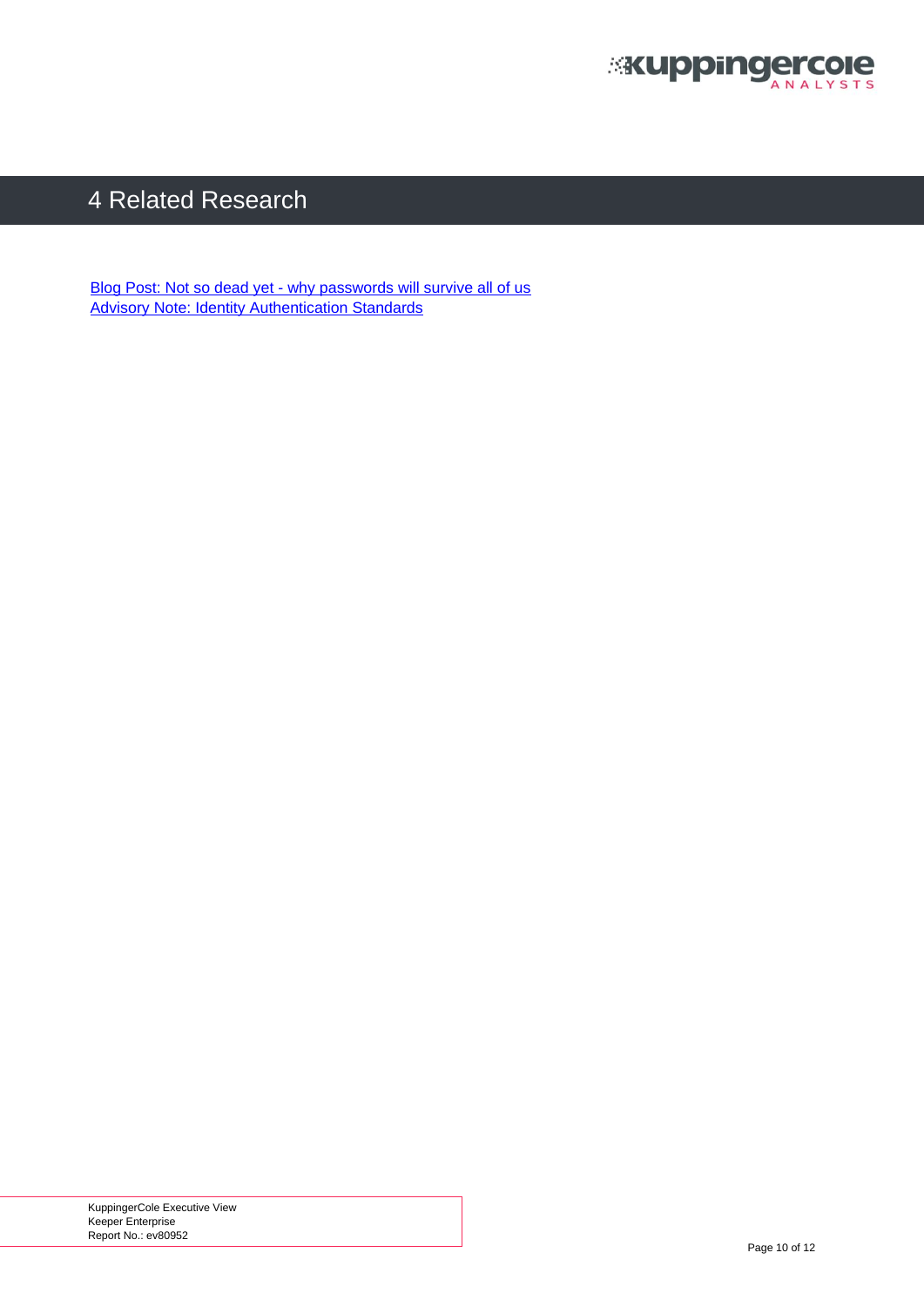# 4 Related Research

Blog Post: Not so dead yet - why passwords will survive all of us
Advisory Note: Identity Authentication Standards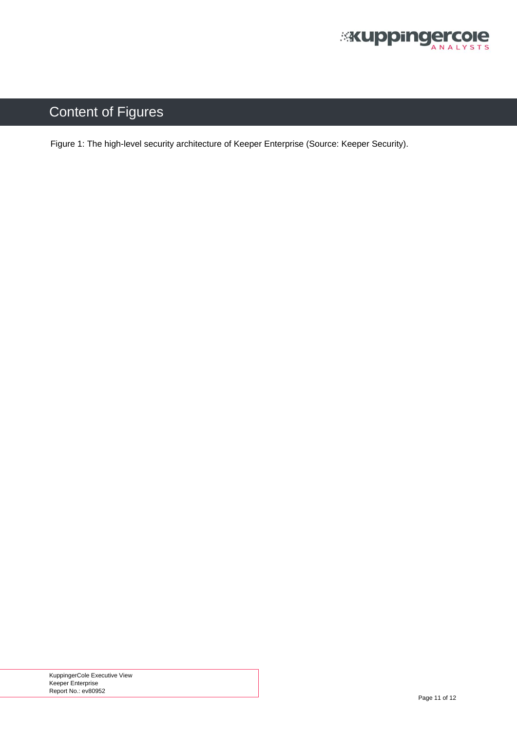# Content of Figures

Figure 1: The high-level security architecture of Keeper Enterprise (Source: Keeper Security).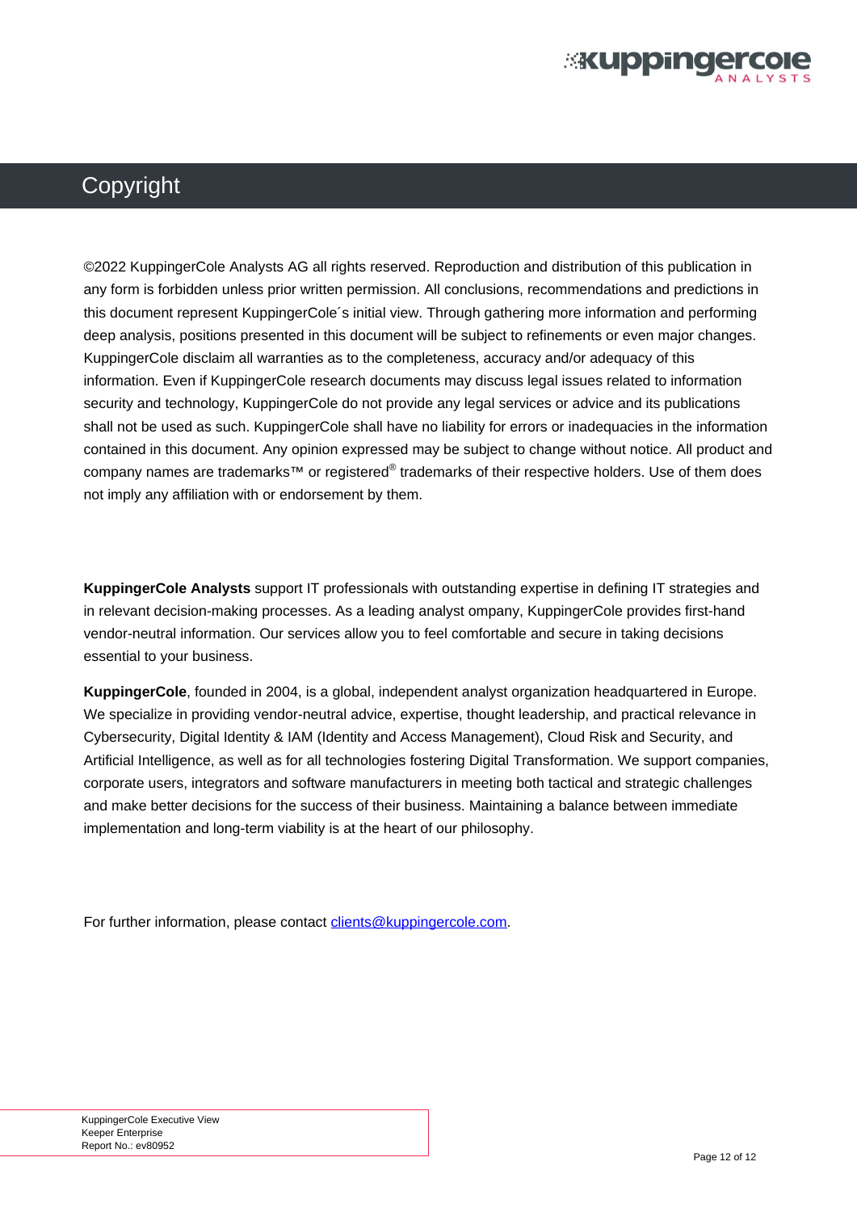# Copyright

©2022 KuppingerCole Analysts AG all rights reserved. Reproduction and distribution of this publication in any form is forbidden unless prior written permission. All conclusions, recommendations and predictions in this document represent KuppingerCole´s initial view. Through gathering more information and performing deep analysis, positions presented in this document will be subject to refinements or even major changes. KuppingerCole disclaim all warranties as to the completeness, accuracy and/or adequacy of this information. Even if KuppingerCole research documents may discuss legal issues related to information security and technology, KuppingerCole do not provide any legal services or advice and its publications shall not be used as such. KuppingerCole shall have no liability for errors or inadequacies in the information contained in this document. Any opinion expressed may be subject to change without notice. All product and company names are trademarks™ or registered® trademarks of their respective holders. Use of them does not imply any affiliation with or endorsement by them.

**KuppingerCole Analysts** support IT professionals with outstanding expertise in defining IT strategies and in relevant decision-making processes. As a leading analyst ompany, KuppingerCole provides first-hand vendor-neutral information. Our services allow you to feel comfortable and secure in taking decisions essential to your business.

**KuppingerCole**, founded in 2004, is a global, independent analyst organization headquartered in Europe. We specialize in providing vendor-neutral advice, expertise, thought leadership, and practical relevance in Cybersecurity, Digital Identity & IAM (Identity and Access Management), Cloud Risk and Security, and Artificial Intelligence, as well as for all technologies fostering Digital Transformation. We support companies, corporate users, integrators and software manufacturers in meeting both tactical and strategic challenges and make better decisions for the success of their business. Maintaining a balance between immediate implementation and long-term viability is at the heart of our philosophy.

For further information, please contact clients@kuppingercole.com.